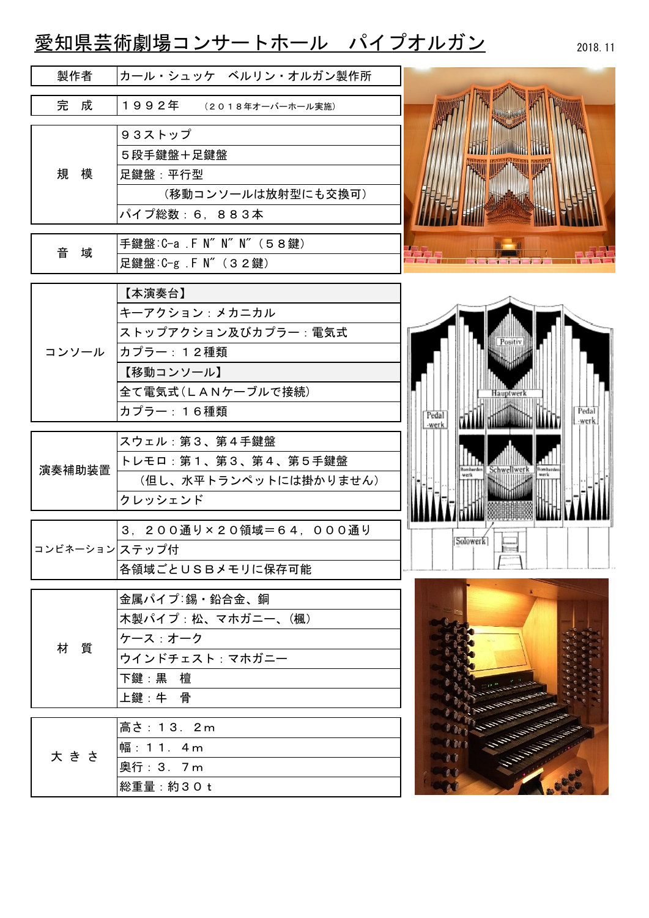# 愛知県芸術劇場コンサートホール　パイプオルガン

2018.11

| 項目 | 内容 |
|---|---|
| 製作者 | カール・シュッケ　ベルリン・オルガン製作所 |
| 完　成 | １９９２年　（２０１８年オーバーホール実施） |
| 規　模 | ９３ストップ |
| | ５段手鍵盤＋足鍵盤 |
| | 足鍵盤：平行型 |
| | （移動コンソールは放射型にも交換可） |
| | パイプ総数：６，８８３本 |
| 音　域 | 手鍵盤:C-a .F N″ N″ N″（５８鍵） |
| | 足鍵盤:C-g .F N″（３２鍵） |
| コンソール | 【本演奏台】 |
| | キーアクション：メカニカル |
| | ストップアクション及びカプラー：電気式 |
| | カプラー：１２種類 |
| | 【移動コンソール】 |
| | 全て電気式（ＬＡＮケーブルで接続） |
| | カプラー：１６種類 |
| 演奏補助装置 | スウェル：第３、第４手鍵盤 |
| | トレモロ：第１、第３、第４、第５手鍵盤 |
| | （但し、水平トランペットには掛かりません） |
| | クレッシェンド |
| コンビネーション | ３，２００通り×２０領域＝６４，０００通り |
| | ステップ付 |
| | 各領域ごとＵＳＢメモリに保存可能 |
| 材　質 | 金属パイプ:錫・鉛合金、銅 |
| | 木製パイプ：松、マホガニー、（楓） |
| | ケース：オーク |
| | ウインドチェスト：マホガニー |
| | 下鍵：黒　檀 |
| | 上鍵：牛　骨 |
| 大 き さ | 高さ：１３．２ｍ |
| | 幅：１１．４ｍ |
| | 奥行：３．７ｍ |
| | 総重量：約３０ｔ |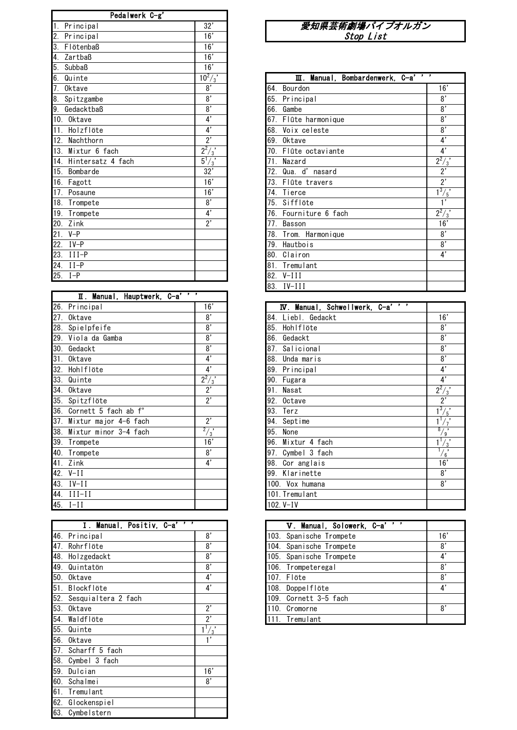# 愛知県芸術劇場パイプオルガン *Stop List*

| Pedalwerk C-g' | |
|---|---|
| 1. Principal | 32' |
| 2. Principal | 16' |
| 3. Flötenbaß | 16' |
| 4. Zartbaß | 16' |
| 5. Subbaß | 16' |
| 6. Quinte | $10^{2}/_{3}$' |
| 7. Oktave | 8' |
| 8. Spitzgambe | 8' |
| 9. Gedacktbaß | 8' |
| 10. Oktave | 4' |
| 11. Holzflöte | 4' |
| 12. Nachthorn | 2' |
| 13. Mixtur 6 fach | $2^{2}/_{3}$' |
| 14. Hintersatz 4 fach | $5^{1}/_{3}$' |
| 15. Bombarde | 32' |
| 16. Fagott | 16' |
| 17. Posaune | 16' |
| 18. Trompete | 8' |
| 19. Trompete | 4' |
| 20. Zink | 2' |
| 21. V-P | |
| 22. IV-P | |
| 23. III-P | |
| 24. II-P | |
| 25. I-P | |

| Ⅱ. Manual, Hauptwerk, C-a''' | |
|---|---|
| 26. Principal | 16' |
| 27. Oktave | 8' |
| 28. Spielpfeife | 8' |
| 29. Viola da Gamba | 8' |
| 30. Gedackt | 8' |
| 31. Oktave | 4' |
| 32. Hohlflöte | 4' |
| 33. Quinte | $2^{2}/_{3}$' |
| 34. Oktave | 2' |
| 35. Spitzflöte | 2' |
| 36. Cornett 5 fach ab f° | |
| 37. Mixtur major 4-6 fach | 2' |
| 38. Mixtur minor 3-4 fach | $^{2}/_{3}$' |
| 39. Trompete | 16' |
| 40. Trompete | 8' |
| 41. Zink | 4' |
| 42. V-II | |
| 43. IV-II | |
| 44. III-II | |
| 45. I-II | |

| Ⅰ. Manual, Positiv, C-a''' | |
|---|---|
| 46. Principal | 8' |
| 47. Rohrflöte | 8' |
| 48. Holzgedackt | 8' |
| 49. Quintatön | 8' |
| 50. Oktave | 4' |
| 51. Blockflöte | 4' |
| 52. Sesquialtera 2 fach | |
| 53. Oktave | 2' |
| 54. Waldflöte | 2' |
| 55. Quinte | $1^{1}/_{3}$' |
| 56. Oktave | 1' |
| 57. Scharff 5 fach | |
| 58. Cymbel 3 fach | |
| 59. Dulcian | 16' |
| 60. Schalmei | 8' |
| 61. Tremulant | |
| 62. Glockenspiel | |
| 63. Cymbelstern | |

| Ⅲ. Manual, Bombardenwerk, C-a''' | |
|---|---|
| 64. Bourdon | 16' |
| 65. Principal | 8' |
| 66. Gambe | 8' |
| 67. Flûte harmonique | 8' |
| 68. Voix celeste | 8' |
| 69. Oktave | 4' |
| 70. Flûte octaviante | 4' |
| 71. Nazard | $2^{2}/_{3}$' |
| 72. Qua. d' nasard | 2' |
| 73. Flûte travers | 2' |
| 74. Tierce | $1^{3}/_{5}$' |
| 75. Sifflöte | 1' |
| 76. Fourniture 6 fach | $2^{2}/_{3}$' |
| 77. Basson | 16' |
| 78. Trom. Harmonique | 8' |
| 79. Hautbois | 8' |
| 80. Clairon | 4' |
| 81. Tremulant | |
| 82. V-III | |
| 83. IV-III | |

| Ⅳ. Manual, Schwellwerk, C-a''' | |
|---|---|
| 84. Liebl. Gedackt | 16' |
| 85. Hohlflöte | 8' |
| 86. Gedackt | 8' |
| 87. Salicional | 8' |
| 88. Unda maris | 8' |
| 89. Principal | 4' |
| 90. Fugara | 4' |
| 91. Nasat | $2^{2}/_{3}$' |
| 92. Octave | 2' |
| 93. Terz | $1^{3}/_{5}$' |
| 94. Septime | $1^{1}/_{7}$' |
| 95. None | $^{8}/_{9}$' |
| 96. Mixtur 4 fach | $1^{1}/_{3}$' |
| 97. Cymbel 3 fach | $^{1}/_{6}$' |
| 98. Cor anglais | 16' |
| 99. Klarinette | 8' |
| 100. Vox humana | 8' |
| 101. Tremulant | |
| 102. V-IV | |

| Ⅴ. Manual, Solowerk, C-a''' | |
|---|---|
| 103. Spanische Trompete | 16' |
| 104. Spanische Trompete | 8' |
| 105. Spanische Trompete | 4' |
| 106. Trompeteregal | 8' |
| 107. Flöte | 8' |
| 108. Doppelflöte | 4' |
| 109. Cornett 3-5 fach | |
| 110. Cromorne | 8' |
| 111. Tremulant | |